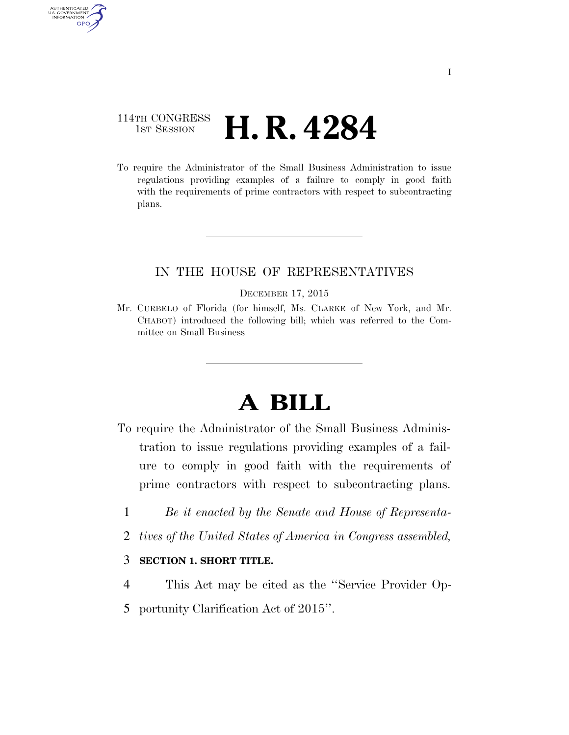114TH CONGRESS
1ST SESSION

# H. R. 4284

To require the Administrator of the Small Business Administration to issue regulations providing examples of a failure to comply in good faith with the requirements of prime contractors with respect to subcontracting plans.

IN THE HOUSE OF REPRESENTATIVES

DECEMBER 17, 2015

Mr. CURBELO of Florida (for himself, Ms. CLARKE of New York, and Mr. CHABOT) introduced the following bill; which was referred to the Committee on Small Business

# A BILL

To require the Administrator of the Small Business Administration to issue regulations providing examples of a failure to comply in good faith with the requirements of prime contractors with respect to subcontracting plans.

1 *Be it enacted by the Senate and House of Representa-*
2 *tives of the United States of America in Congress assembled,*

3 **SECTION 1. SHORT TITLE.**

4 This Act may be cited as the "Service Provider Op-
5 portunity Clarification Act of 2015".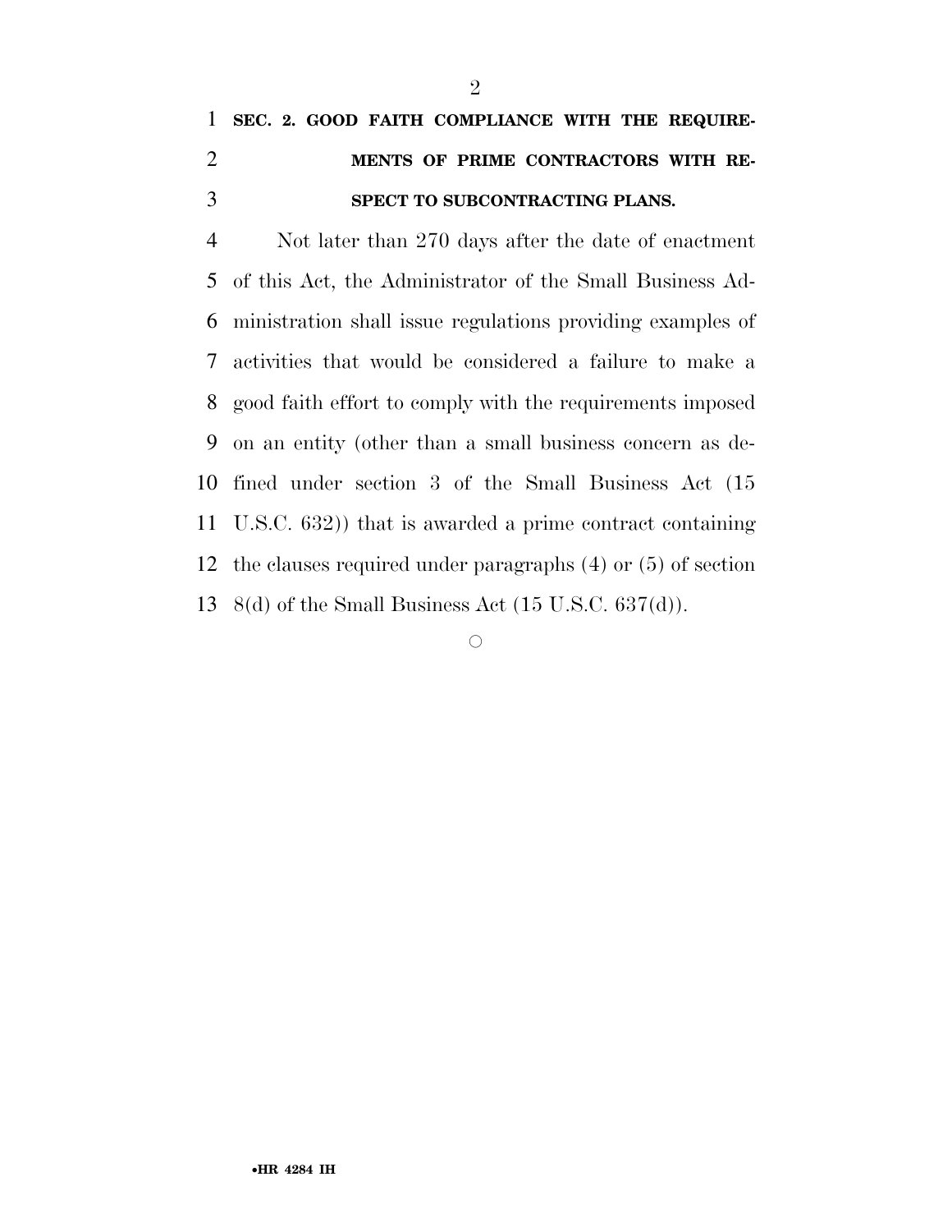## SEC. 2. GOOD FAITH COMPLIANCE WITH THE REQUIREMENTS OF PRIME CONTRACTORS WITH RESPECT TO SUBCONTRACTING PLANS.

Not later than 270 days after the date of enactment of this Act, the Administrator of the Small Business Administration shall issue regulations providing examples of activities that would be considered a failure to make a good faith effort to comply with the requirements imposed on an entity (other than a small business concern as defined under section 3 of the Small Business Act (15 U.S.C. 632)) that is awarded a prime contract containing the clauses required under paragraphs (4) or (5) of section 8(d) of the Small Business Act (15 U.S.C. 637(d)).

○